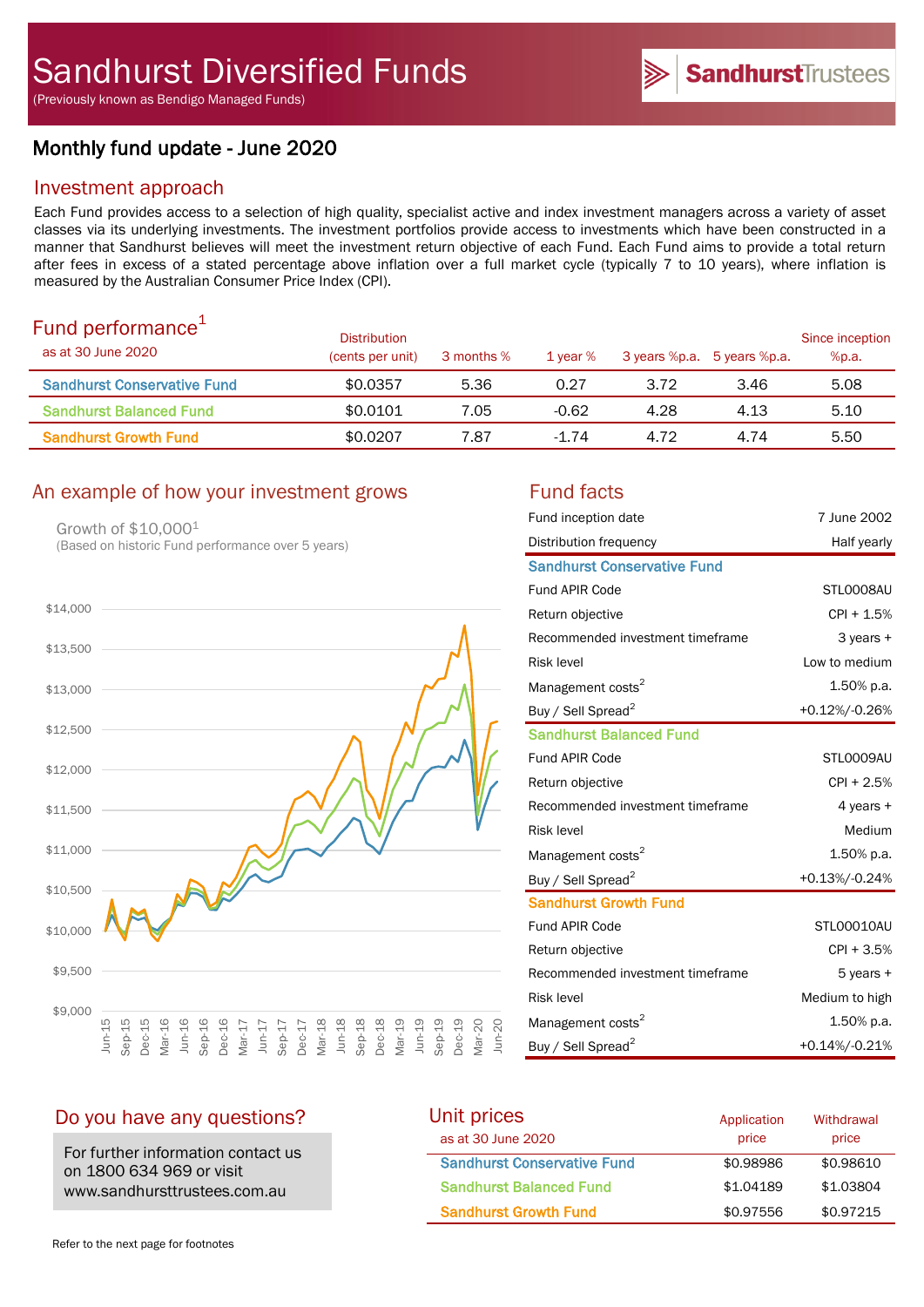# Sandhurst Diversified Funds

(Previously known as Bendigo Managed Funds)

SandhurstTrustees

## Monthly fund update - June 2020

## Investment approach

Each Fund provides access to a selection of high quality, specialist active and index investment managers across a variety of asset classes via its underlying investments. The investment portfolios provide access to investments which have been constructed in a manner that Sandhurst believes will meet the investment return objective of each Fund. Each Fund aims to provide a total return after fees in excess of a stated percentage above inflation over a full market cycle (typically 7 to 10 years), where inflation is measured by the Australian Consumer Price Index (CPI).

## Fund performance[1]

| as at 30 June 2020 | Distribution (cents per unit) | 3 months % | 1 year % | 3 years %p.a. | 5 years %p.a. | Since inception %p.a. |
|---|---|---|---|---|---|---|
| Sandhurst Conservative Fund | $0.0357 | 5.36 | 0.27 | 3.72 | 3.46 | 5.08 |
| Sandhurst Balanced Fund | $0.0101 | 7.05 | -0.62 | 4.28 | 4.13 | 5.10 |
| Sandhurst Growth Fund | $0.0207 | 7.87 | -1.74 | 4.72 | 4.74 | 5.50 |

## An example of how your investment grows

Growth of $10,000[1]
(Based on historic Fund performance over 5 years)

## Fund facts

| | |
|---|---|
| Fund inception date | 7 June 2002 |
| Distribution frequency | Half yearly |
| **Sandhurst Conservative Fund** | |
| Fund APIR Code | STL0008AU |
| Return objective | CPI + 1.5% |
| Recommended investment timeframe | 3 years + |
| Risk level | Low to medium |
| Management costs[2] | 1.50% p.a. |
| Buy / Sell Spread[2] | +0.12%/-0.26% |
| **Sandhurst Balanced Fund** | |
| Fund APIR Code | STL0009AU |
| Return objective | CPI + 2.5% |
| Recommended investment timeframe | 4 years + |
| Risk level | Medium |
| Management costs[2] | 1.50% p.a. |
| Buy / Sell Spread[2] | +0.13%/-0.24% |
| **Sandhurst Growth Fund** | |
| Fund APIR Code | STL00010AU |
| Return objective | CPI + 3.5% |
| Recommended investment timeframe | 5 years + |
| Risk level | Medium to high |
| Management costs[2] | 1.50% p.a. |
| Buy / Sell Spread[2] | +0.14%/-0.21% |

## Do you have any questions?

For further information contact us on 1800 634 969 or visit www.sandhursttrustees.com.au

## Unit prices

| as at 30 June 2020 | Application price | Withdrawal price |
|---|---|---|
| Sandhurst Conservative Fund | $0.98986 | $0.98610 |
| Sandhurst Balanced Fund | $1.04189 | $1.03804 |
| Sandhurst Growth Fund | $0.97556 | $0.97215 |

Refer to the next page for footnotes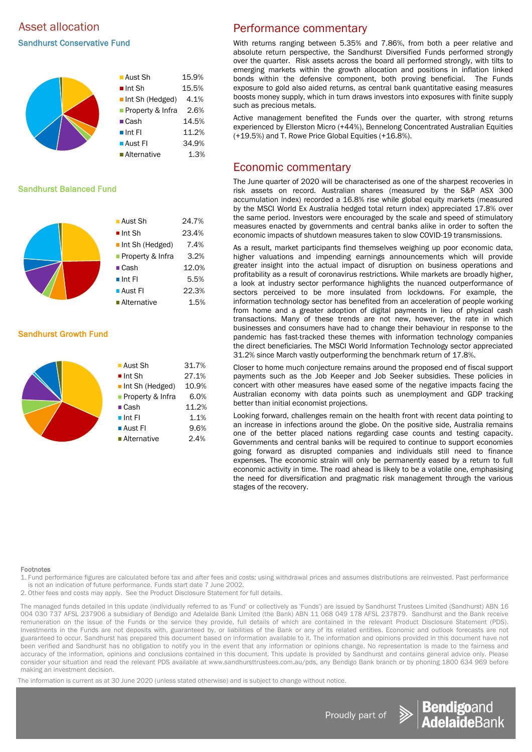## Asset allocation

### Sandhurst Conservative Fund

Aust Sh 15.9%
Int Sh 15.5%
Int Sh (Hedged) 4.1%
Property & Infra 2.6%
Cash 14.5%
Int FI 11.2%
Aust FI 34.9%
Alternative 1.3%

### Sandhurst Balanced Fund

Aust Sh 24.7%
Int Sh 23.4%
Int Sh (Hedged) 7.4%
Property & Infra 3.2%
Cash 12.0%
Int FI 5.5%
Aust FI 22.3%
Alternative 1.5%

### Sandhurst Growth Fund

Aust Sh 31.7%
Int Sh 27.1%
Int Sh (Hedged) 10.9%
Property & Infra 6.0%
Cash 11.2%
Int FI 1.1%
Aust FI 9.6%
Alternative 2.4%

## Performance commentary

With returns ranging between 5.35% and 7.86%, from both a peer relative and absolute return perspective, the Sandhurst Diversified Funds performed strongly over the quarter. Risk assets across the board all performed strongly, with tilts to emerging markets within the growth allocation and positions in inflation linked bonds within the defensive component, both proving beneficial. The Funds exposure to gold also aided returns, as central bank quantitative easing measures boosts money supply, which in turn draws investors into exposures with finite supply such as precious metals.

Active management benefited the Funds over the quarter, with strong returns experienced by Ellerston Micro (+44%), Bennelong Concentrated Australian Equities (+19.5%) and T. Rowe Price Global Equities (+16.8%).

## Economic commentary

The June quarter of 2020 will be characterised as one of the sharpest recoveries in risk assets on record. Australian shares (measured by the S&P ASX 300 accumulation index) recorded a 16.8% rise while global equity markets (measured by the MSCI World Ex Australia hedged total return index) appreciated 17.8% over the same period. Investors were encouraged by the scale and speed of stimulatory measures enacted by governments and central banks alike in order to soften the economic impacts of shutdown measures taken to slow COVID-19 transmissions.

As a result, market participants find themselves weighing up poor economic data, higher valuations and impending earnings announcements which will provide greater insight into the actual impact of disruption on business operations and profitability as a result of coronavirus restrictions. While markets are broadly higher, a look at industry sector performance highlights the nuanced outperformance of sectors perceived to be more insulated from lockdowns. For example, the information technology sector has benefited from an acceleration of people working from home and a greater adoption of digital payments in lieu of physical cash transactions. Many of these trends are not new, however, the rate in which businesses and consumers have had to change their behaviour in response to the pandemic has fast-tracked these themes with information technology companies the direct beneficiaries. The MSCI World Information Technology sector appreciated 31.2% since March vastly outperforming the benchmark return of 17.8%.

Closer to home much conjecture remains around the proposed end of fiscal support payments such as the Job Keeper and Job Seeker subsidies. These policies in concert with other measures have eased some of the negative impacts facing the Australian economy with data points such as unemployment and GDP tracking better than initial economist projections.

Looking forward, challenges remain on the health front with recent data pointing to an increase in infections around the globe. On the positive side, Australia remains one of the better placed nations regarding case counts and testing capacity. Governments and central banks will be required to continue to support economies going forward as disrupted companies and individuals still need to finance expenses. The economic strain will only be permanently eased by a return to full economic activity in time. The road ahead is likely to be a volatile one, emphasising the need for diversification and pragmatic risk management through the various stages of the recovery.

**Footnotes**

1. Fund performance figures are calculated before tax and after fees and costs; using withdrawal prices and assumes distributions are reinvested. Past performance is not an indication of future performance. Funds start date 7 June 2002.
2. Other fees and costs may apply. See the Product Disclosure Statement for full details.

The managed funds detailed in this update (individually referred to as 'Fund' or collectively as 'Funds') are issued by Sandhurst Trustees Limited (Sandhurst) ABN 16 004 030 737 AFSL 237906 a subsidiary of Bendigo and Adelaide Bank Limited (the Bank) ABN 11 068 049 178 AFSL 237879. Sandhurst and the Bank receive remuneration on the issue of the Funds or the service they provide, full details of which are contained in the relevant Product Disclosure Statement (PDS). Investments in the Funds are not deposits with, guaranteed by, or liabilities of the Bank or any of its related entities. Economic and outlook forecasts are not guaranteed to occur. Sandhurst has prepared this document based on information available to it. The information and opinions provided in this document have not been verified and Sandhurst has no obligation to notify you in the event that any information or opinions change. No representation is made to the fairness and accuracy of the information, opinions and conclusions contained in this document. This update is provided by Sandhurst and contains general advice only. Please consider your situation and read the relevant PDS available at www.sandhursttrustees.com.au/pds, any Bendigo Bank branch or by phoning 1800 634 969 before making an investment decision.

The information is current as at 30 June 2020 (unless stated otherwise) and is subject to change without notice.

Proudly part of Bendigo and Adelaide Bank